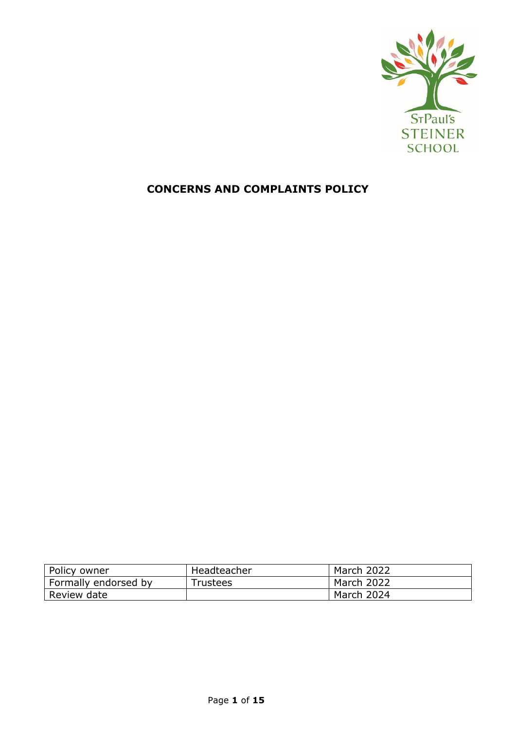St Paul's
STEINER
SCHOOL

# CONCERNS AND COMPLAINTS POLICY

| Policy owner | Headteacher | March 2022 |
|---|---|---|
| Formally endorsed by | Trustees | March 2022 |
| Review date | | March 2024 |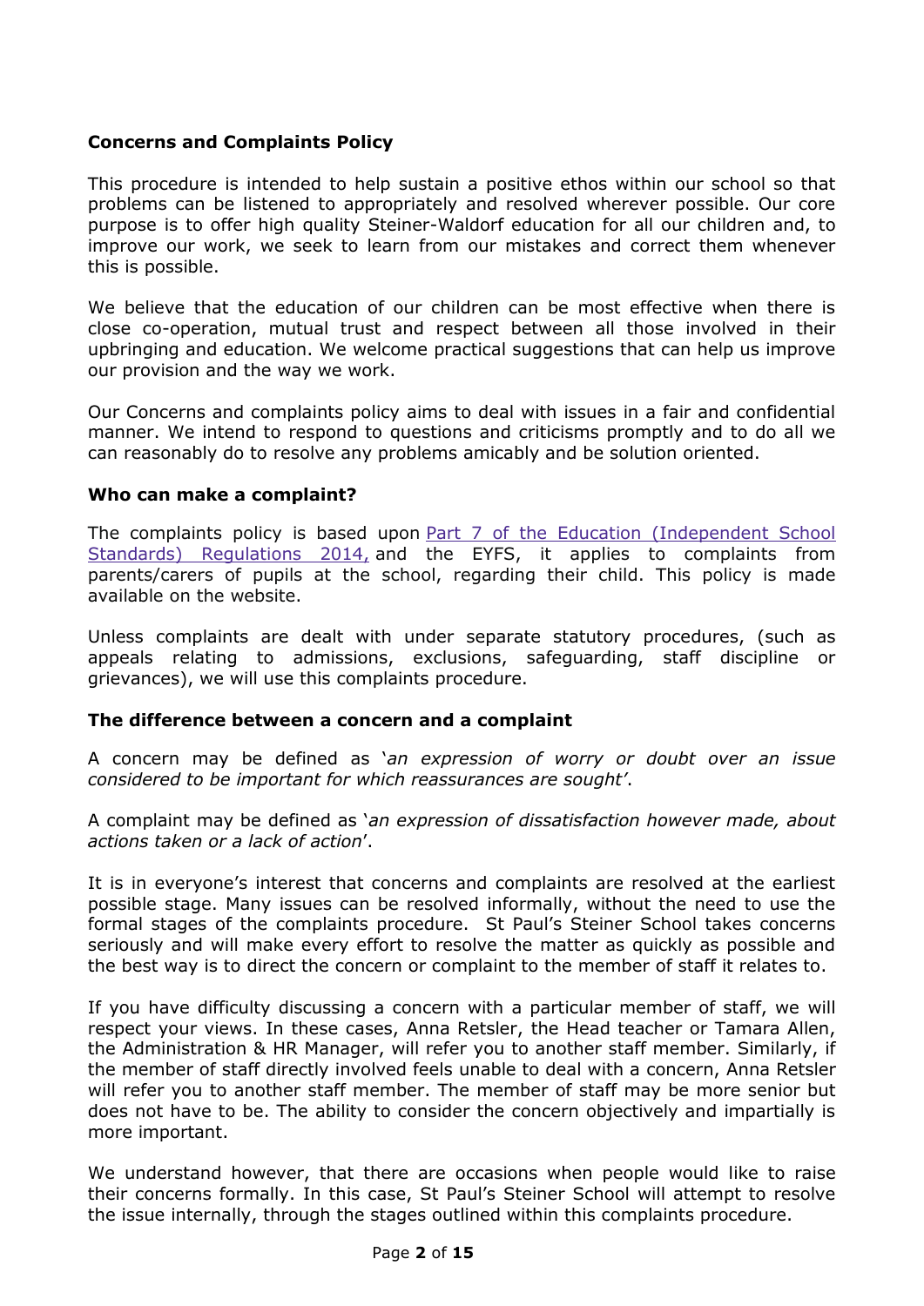**Concerns and Complaints Policy**

This procedure is intended to help sustain a positive ethos within our school so that problems can be listened to appropriately and resolved wherever possible. Our core purpose is to offer high quality Steiner-Waldorf education for all our children and, to improve our work, we seek to learn from our mistakes and correct them whenever this is possible.

We believe that the education of our children can be most effective when there is close co-operation, mutual trust and respect between all those involved in their upbringing and education. We welcome practical suggestions that can help us improve our provision and the way we work.

Our Concerns and complaints policy aims to deal with issues in a fair and confidential manner. We intend to respond to questions and criticisms promptly and to do all we can reasonably do to resolve any problems amicably and be solution oriented.

**Who can make a complaint?**

The complaints policy is based upon Part 7 of the Education (Independent School Standards) Regulations 2014, and the EYFS, it applies to complaints from parents/carers of pupils at the school, regarding their child. This policy is made available on the website.

Unless complaints are dealt with under separate statutory procedures, (such as appeals relating to admissions, exclusions, safeguarding, staff discipline or grievances), we will use this complaints procedure.

**The difference between a concern and a complaint**

A concern may be defined as '*an expression of worry or doubt over an issue considered to be important for which reassurances are sought'*.

A complaint may be defined as '*an expression of dissatisfaction however made, about actions taken or a lack of action*'.

It is in everyone's interest that concerns and complaints are resolved at the earliest possible stage. Many issues can be resolved informally, without the need to use the formal stages of the complaints procedure. St Paul's Steiner School takes concerns seriously and will make every effort to resolve the matter as quickly as possible and the best way is to direct the concern or complaint to the member of staff it relates to.

If you have difficulty discussing a concern with a particular member of staff, we will respect your views. In these cases, Anna Retsler, the Head teacher or Tamara Allen, the Administration & HR Manager, will refer you to another staff member. Similarly, if the member of staff directly involved feels unable to deal with a concern, Anna Retsler will refer you to another staff member. The member of staff may be more senior but does not have to be. The ability to consider the concern objectively and impartially is more important.

We understand however, that there are occasions when people would like to raise their concerns formally. In this case, St Paul's Steiner School will attempt to resolve the issue internally, through the stages outlined within this complaints procedure.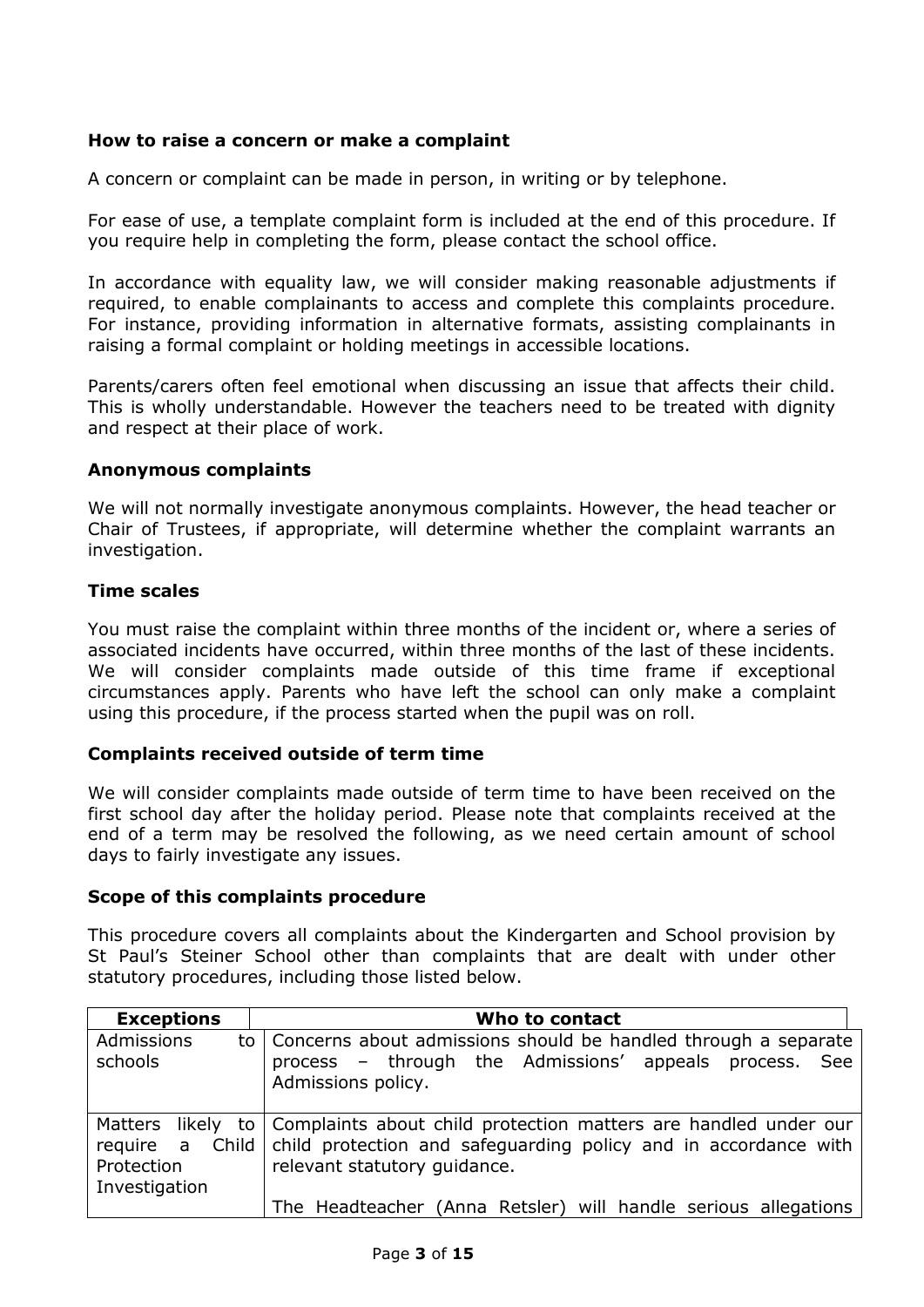### How to raise a concern or make a complaint

A concern or complaint can be made in person, in writing or by telephone.

For ease of use, a template complaint form is included at the end of this procedure. If you require help in completing the form, please contact the school office.

In accordance with equality law, we will consider making reasonable adjustments if required, to enable complainants to access and complete this complaints procedure. For instance, providing information in alternative formats, assisting complainants in raising a formal complaint or holding meetings in accessible locations.

Parents/carers often feel emotional when discussing an issue that affects their child. This is wholly understandable. However the teachers need to be treated with dignity and respect at their place of work.

### Anonymous complaints

We will not normally investigate anonymous complaints. However, the head teacher or Chair of Trustees, if appropriate, will determine whether the complaint warrants an investigation.

### Time scales

You must raise the complaint within three months of the incident or, where a series of associated incidents have occurred, within three months of the last of these incidents. We will consider complaints made outside of this time frame if exceptional circumstances apply. Parents who have left the school can only make a complaint using this procedure, if the process started when the pupil was on roll.

### Complaints received outside of term time

We will consider complaints made outside of term time to have been received on the first school day after the holiday period. Please note that complaints received at the end of a term may be resolved the following, as we need certain amount of school days to fairly investigate any issues.

### Scope of this complaints procedure

This procedure covers all complaints about the Kindergarten and School provision by St Paul's Steiner School other than complaints that are dealt with under other statutory procedures, including those listed below.

| Exceptions | Who to contact |
|---|---|
| Admissions to schools | Concerns about admissions should be handled through a separate process – through the Admissions' appeals process. See Admissions policy. |
| Matters likely to require a Child Protection Investigation | Complaints about child protection matters are handled under our child protection and safeguarding policy and in accordance with relevant statutory guidance.<br><br>The Headteacher (Anna Retsler) will handle serious allegations |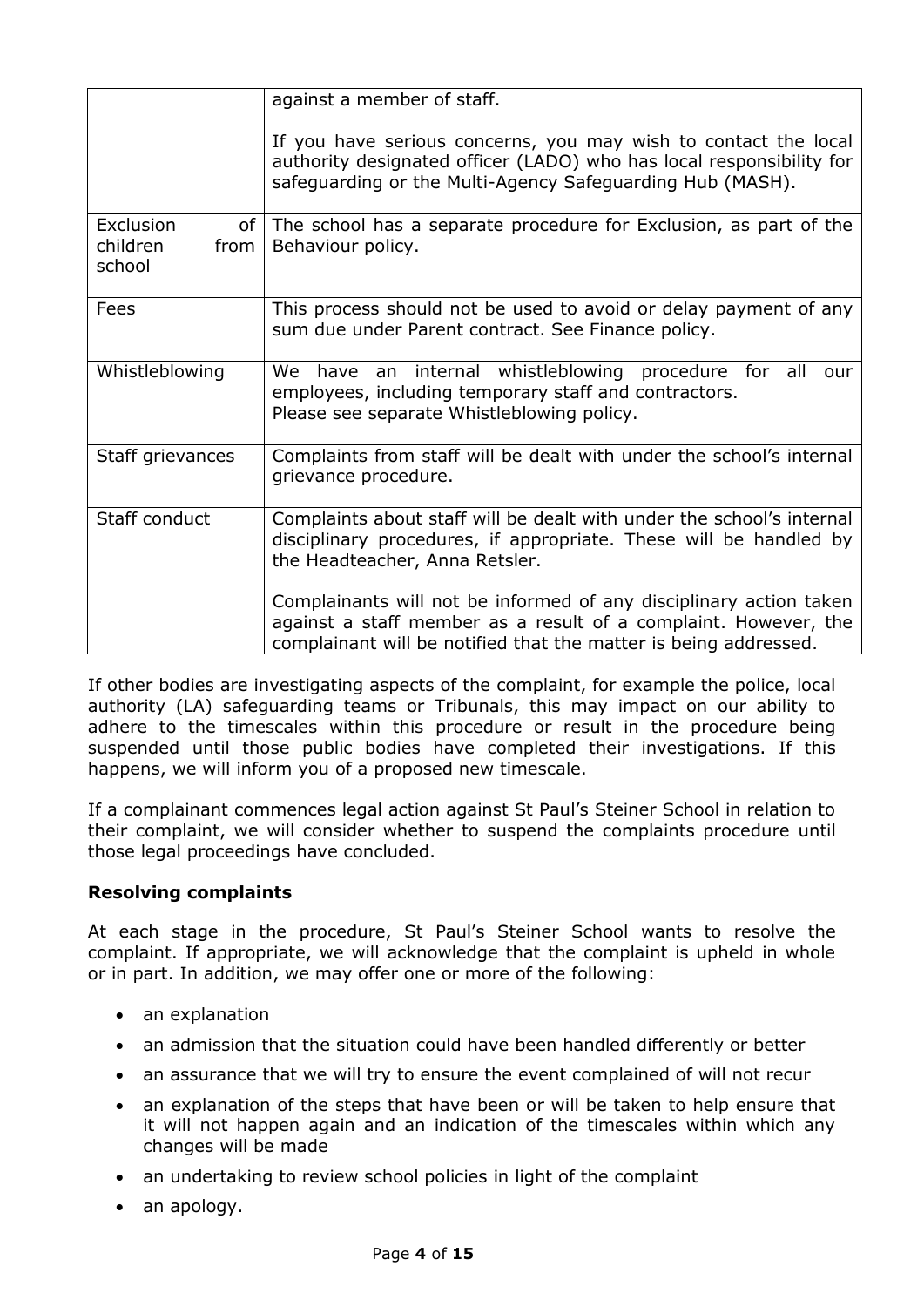| | |
|---|---|
| | against a member of staff.<br><br>If you have serious concerns, you may wish to contact the local authority designated officer (LADO) who has local responsibility for safeguarding or the Multi-Agency Safeguarding Hub (MASH). |
| Exclusion of children from school | The school has a separate procedure for Exclusion, as part of the Behaviour policy. |
| Fees | This process should not be used to avoid or delay payment of any sum due under Parent contract. See Finance policy. |
| Whistleblowing | We have an internal whistleblowing procedure for all our employees, including temporary staff and contractors.<br>Please see separate Whistleblowing policy. |
| Staff grievances | Complaints from staff will be dealt with under the school's internal grievance procedure. |
| Staff conduct | Complaints about staff will be dealt with under the school's internal disciplinary procedures, if appropriate. These will be handled by the Headteacher, Anna Retsler.<br><br>Complainants will not be informed of any disciplinary action taken against a staff member as a result of a complaint. However, the complainant will be notified that the matter is being addressed. |

If other bodies are investigating aspects of the complaint, for example the police, local authority (LA) safeguarding teams or Tribunals, this may impact on our ability to adhere to the timescales within this procedure or result in the procedure being suspended until those public bodies have completed their investigations. If this happens, we will inform you of a proposed new timescale.

If a complainant commences legal action against St Paul's Steiner School in relation to their complaint, we will consider whether to suspend the complaints procedure until those legal proceedings have concluded.

**Resolving complaints**

At each stage in the procedure, St Paul's Steiner School wants to resolve the complaint. If appropriate, we will acknowledge that the complaint is upheld in whole or in part. In addition, we may offer one or more of the following:

- an explanation
- an admission that the situation could have been handled differently or better
- an assurance that we will try to ensure the event complained of will not recur
- an explanation of the steps that have been or will be taken to help ensure that it will not happen again and an indication of the timescales within which any changes will be made
- an undertaking to review school policies in light of the complaint
- an apology.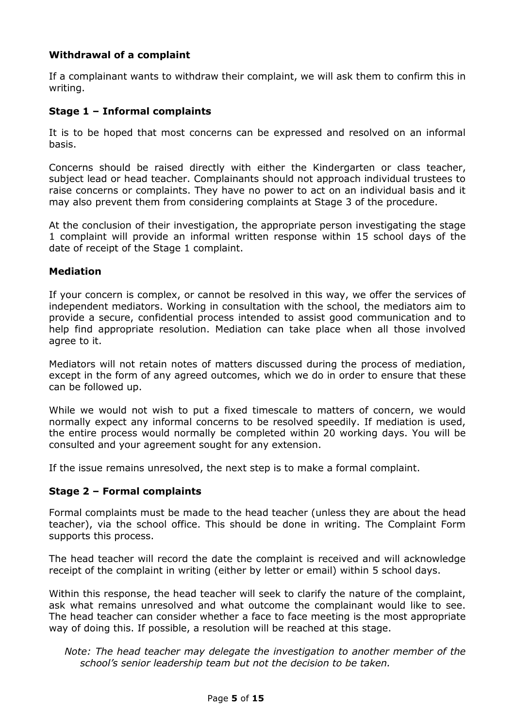### Withdrawal of a complaint

If a complainant wants to withdraw their complaint, we will ask them to confirm this in writing.

### Stage 1 – Informal complaints

It is to be hoped that most concerns can be expressed and resolved on an informal basis.

Concerns should be raised directly with either the Kindergarten or class teacher, subject lead or head teacher. Complainants should not approach individual trustees to raise concerns or complaints. They have no power to act on an individual basis and it may also prevent them from considering complaints at Stage 3 of the procedure.

At the conclusion of their investigation, the appropriate person investigating the stage 1 complaint will provide an informal written response within 15 school days of the date of receipt of the Stage 1 complaint.

### Mediation

If your concern is complex, or cannot be resolved in this way, we offer the services of independent mediators. Working in consultation with the school, the mediators aim to provide a secure, confidential process intended to assist good communication and to help find appropriate resolution. Mediation can take place when all those involved agree to it.

Mediators will not retain notes of matters discussed during the process of mediation, except in the form of any agreed outcomes, which we do in order to ensure that these can be followed up.

While we would not wish to put a fixed timescale to matters of concern, we would normally expect any informal concerns to be resolved speedily. If mediation is used, the entire process would normally be completed within 20 working days. You will be consulted and your agreement sought for any extension.

If the issue remains unresolved, the next step is to make a formal complaint.

### Stage 2 – Formal complaints

Formal complaints must be made to the head teacher (unless they are about the head teacher), via the school office. This should be done in writing. The Complaint Form supports this process.

The head teacher will record the date the complaint is received and will acknowledge receipt of the complaint in writing (either by letter or email) within 5 school days.

Within this response, the head teacher will seek to clarify the nature of the complaint, ask what remains unresolved and what outcome the complainant would like to see. The head teacher can consider whether a face to face meeting is the most appropriate way of doing this. If possible, a resolution will be reached at this stage.

*Note: The head teacher may delegate the investigation to another member of the school's senior leadership team but not the decision to be taken.*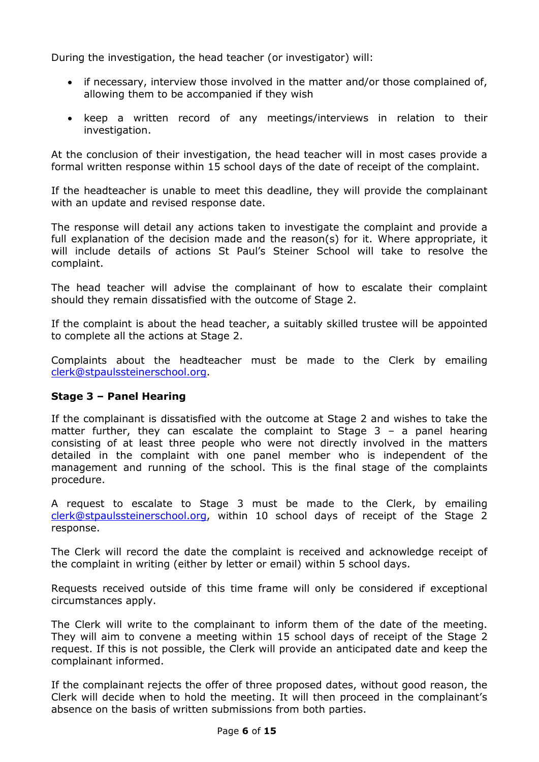During the investigation, the head teacher (or investigator) will:

- if necessary, interview those involved in the matter and/or those complained of, allowing them to be accompanied if they wish
- keep a written record of any meetings/interviews in relation to their investigation.

At the conclusion of their investigation, the head teacher will in most cases provide a formal written response within 15 school days of the date of receipt of the complaint.

If the headteacher is unable to meet this deadline, they will provide the complainant with an update and revised response date.

The response will detail any actions taken to investigate the complaint and provide a full explanation of the decision made and the reason(s) for it. Where appropriate, it will include details of actions St Paul's Steiner School will take to resolve the complaint.

The head teacher will advise the complainant of how to escalate their complaint should they remain dissatisfied with the outcome of Stage 2.

If the complaint is about the head teacher, a suitably skilled trustee will be appointed to complete all the actions at Stage 2.

Complaints about the headteacher must be made to the Clerk by emailing clerk@stpaulssteinerschool.org.

**Stage 3 – Panel Hearing**

If the complainant is dissatisfied with the outcome at Stage 2 and wishes to take the matter further, they can escalate the complaint to Stage 3 – a panel hearing consisting of at least three people who were not directly involved in the matters detailed in the complaint with one panel member who is independent of the management and running of the school. This is the final stage of the complaints procedure.

A request to escalate to Stage 3 must be made to the Clerk, by emailing clerk@stpaulssteinerschool.org, within 10 school days of receipt of the Stage 2 response.

The Clerk will record the date the complaint is received and acknowledge receipt of the complaint in writing (either by letter or email) within 5 school days.

Requests received outside of this time frame will only be considered if exceptional circumstances apply.

The Clerk will write to the complainant to inform them of the date of the meeting. They will aim to convene a meeting within 15 school days of receipt of the Stage 2 request. If this is not possible, the Clerk will provide an anticipated date and keep the complainant informed.

If the complainant rejects the offer of three proposed dates, without good reason, the Clerk will decide when to hold the meeting. It will then proceed in the complainant's absence on the basis of written submissions from both parties.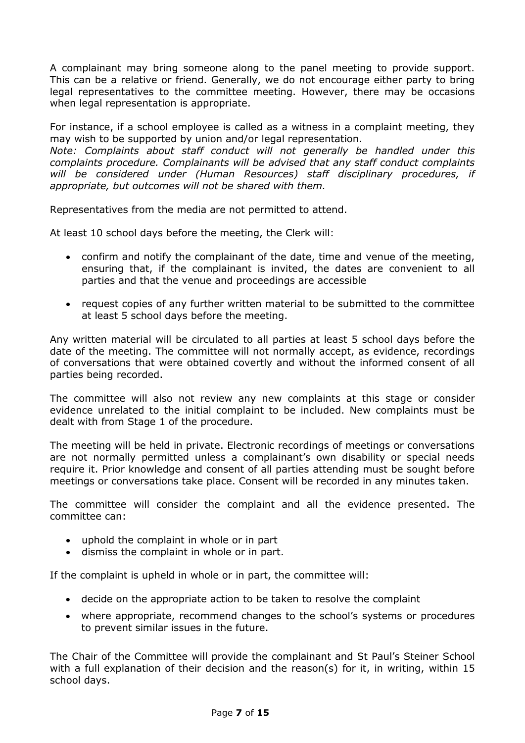A complainant may bring someone along to the panel meeting to provide support. This can be a relative or friend. Generally, we do not encourage either party to bring legal representatives to the committee meeting. However, there may be occasions when legal representation is appropriate.

For instance, if a school employee is called as a witness in a complaint meeting, they may wish to be supported by union and/or legal representation.
*Note: Complaints about staff conduct will not generally be handled under this complaints procedure. Complainants will be advised that any staff conduct complaints will be considered under (Human Resources) staff disciplinary procedures, if appropriate, but outcomes will not be shared with them.*

Representatives from the media are not permitted to attend.

At least 10 school days before the meeting, the Clerk will:

- confirm and notify the complainant of the date, time and venue of the meeting, ensuring that, if the complainant is invited, the dates are convenient to all parties and that the venue and proceedings are accessible
- request copies of any further written material to be submitted to the committee at least 5 school days before the meeting.

Any written material will be circulated to all parties at least 5 school days before the date of the meeting. The committee will not normally accept, as evidence, recordings of conversations that were obtained covertly and without the informed consent of all parties being recorded.

The committee will also not review any new complaints at this stage or consider evidence unrelated to the initial complaint to be included. New complaints must be dealt with from Stage 1 of the procedure.

The meeting will be held in private. Electronic recordings of meetings or conversations are not normally permitted unless a complainant's own disability or special needs require it. Prior knowledge and consent of all parties attending must be sought before meetings or conversations take place. Consent will be recorded in any minutes taken.

The committee will consider the complaint and all the evidence presented. The committee can:

- uphold the complaint in whole or in part
- dismiss the complaint in whole or in part.

If the complaint is upheld in whole or in part, the committee will:

- decide on the appropriate action to be taken to resolve the complaint
- where appropriate, recommend changes to the school's systems or procedures to prevent similar issues in the future.

The Chair of the Committee will provide the complainant and St Paul's Steiner School with a full explanation of their decision and the reason(s) for it, in writing, within 15 school days.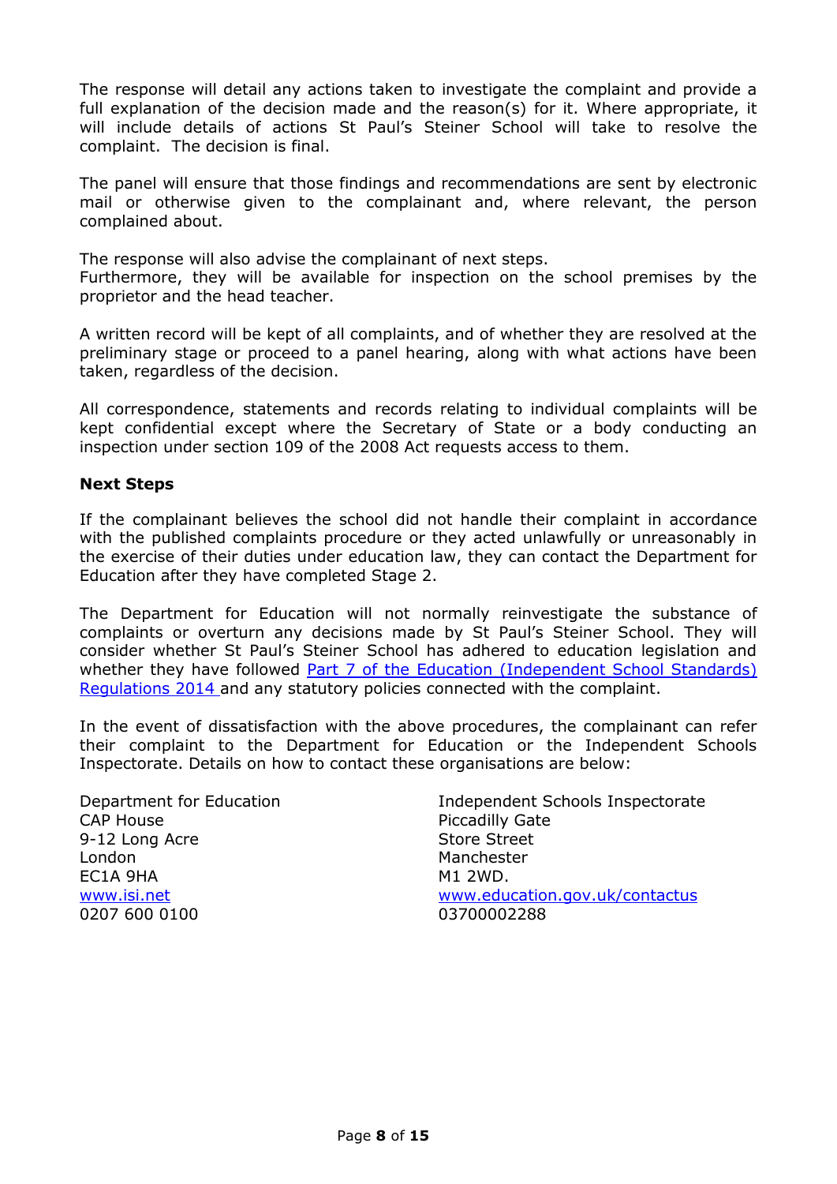The response will detail any actions taken to investigate the complaint and provide a full explanation of the decision made and the reason(s) for it. Where appropriate, it will include details of actions St Paul's Steiner School will take to resolve the complaint. The decision is final.

The panel will ensure that those findings and recommendations are sent by electronic mail or otherwise given to the complainant and, where relevant, the person complained about.

The response will also advise the complainant of next steps.
Furthermore, they will be available for inspection on the school premises by the proprietor and the head teacher.

A written record will be kept of all complaints, and of whether they are resolved at the preliminary stage or proceed to a panel hearing, along with what actions have been taken, regardless of the decision.

All correspondence, statements and records relating to individual complaints will be kept confidential except where the Secretary of State or a body conducting an inspection under section 109 of the 2008 Act requests access to them.

**Next Steps**

If the complainant believes the school did not handle their complaint in accordance with the published complaints procedure or they acted unlawfully or unreasonably in the exercise of their duties under education law, they can contact the Department for Education after they have completed Stage 2.

The Department for Education will not normally reinvestigate the substance of complaints or overturn any decisions made by St Paul's Steiner School. They will consider whether St Paul's Steiner School has adhered to education legislation and whether they have followed Part 7 of the Education (Independent School Standards) Regulations 2014 and any statutory policies connected with the complaint.

In the event of dissatisfaction with the above procedures, the complainant can refer their complaint to the Department for Education or the Independent Schools Inspectorate. Details on how to contact these organisations are below:

Department for Education
CAP House
9-12 Long Acre
London
EC1A 9HA
www.isi.net
0207 600 0100

Independent Schools Inspectorate
Piccadilly Gate
Store Street
Manchester
M1 2WD.
www.education.gov.uk/contactus
03700002288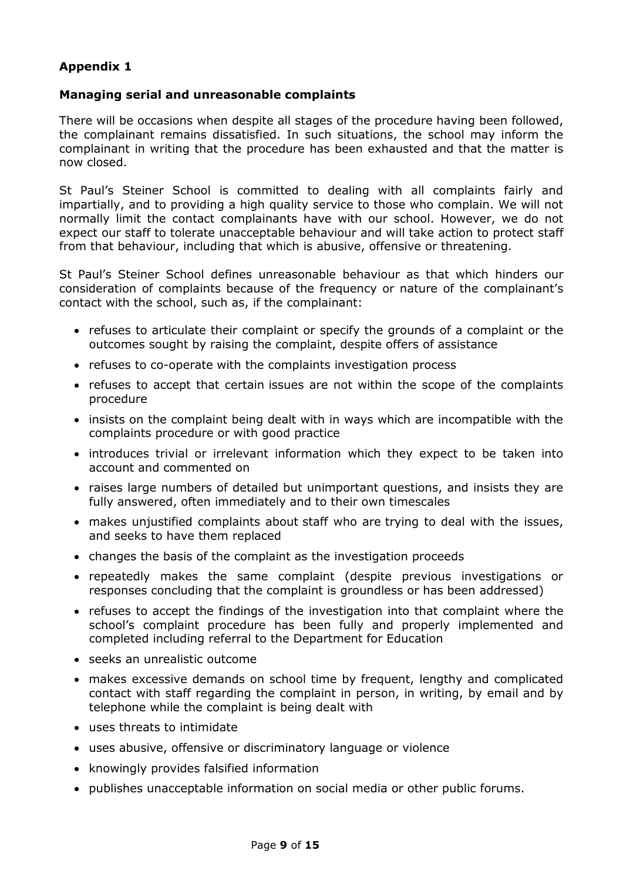**Appendix 1**

**Managing serial and unreasonable complaints**

There will be occasions when despite all stages of the procedure having been followed, the complainant remains dissatisfied. In such situations, the school may inform the complainant in writing that the procedure has been exhausted and that the matter is now closed.

St Paul's Steiner School is committed to dealing with all complaints fairly and impartially, and to providing a high quality service to those who complain. We will not normally limit the contact complainants have with our school. However, we do not expect our staff to tolerate unacceptable behaviour and will take action to protect staff from that behaviour, including that which is abusive, offensive or threatening.

St Paul's Steiner School defines unreasonable behaviour as that which hinders our consideration of complaints because of the frequency or nature of the complainant's contact with the school, such as, if the complainant:

- refuses to articulate their complaint or specify the grounds of a complaint or the outcomes sought by raising the complaint, despite offers of assistance
- refuses to co-operate with the complaints investigation process
- refuses to accept that certain issues are not within the scope of the complaints procedure
- insists on the complaint being dealt with in ways which are incompatible with the complaints procedure or with good practice
- introduces trivial or irrelevant information which they expect to be taken into account and commented on
- raises large numbers of detailed but unimportant questions, and insists they are fully answered, often immediately and to their own timescales
- makes unjustified complaints about staff who are trying to deal with the issues, and seeks to have them replaced
- changes the basis of the complaint as the investigation proceeds
- repeatedly makes the same complaint (despite previous investigations or responses concluding that the complaint is groundless or has been addressed)
- refuses to accept the findings of the investigation into that complaint where the school's complaint procedure has been fully and properly implemented and completed including referral to the Department for Education
- seeks an unrealistic outcome
- makes excessive demands on school time by frequent, lengthy and complicated contact with staff regarding the complaint in person, in writing, by email and by telephone while the complaint is being dealt with
- uses threats to intimidate
- uses abusive, offensive or discriminatory language or violence
- knowingly provides falsified information
- publishes unacceptable information on social media or other public forums.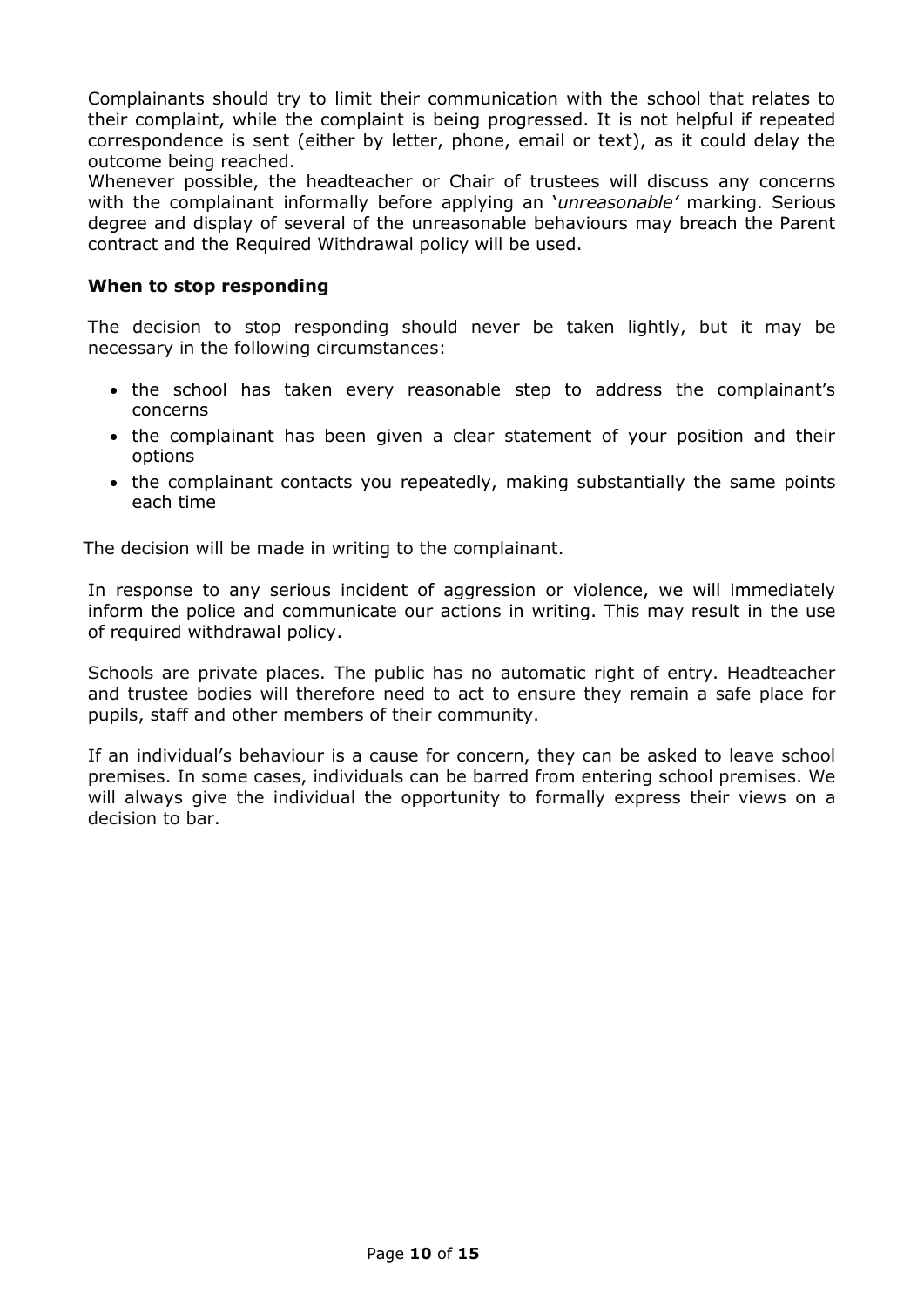Complainants should try to limit their communication with the school that relates to their complaint, while the complaint is being progressed. It is not helpful if repeated correspondence is sent (either by letter, phone, email or text), as it could delay the outcome being reached.
Whenever possible, the headteacher or Chair of trustees will discuss any concerns with the complainant informally before applying an '*unreasonable'* marking. Serious degree and display of several of the unreasonable behaviours may breach the Parent contract and the Required Withdrawal policy will be used.

**When to stop responding**

The decision to stop responding should never be taken lightly, but it may be necessary in the following circumstances:

- the school has taken every reasonable step to address the complainant's concerns
- the complainant has been given a clear statement of your position and their options
- the complainant contacts you repeatedly, making substantially the same points each time

The decision will be made in writing to the complainant.

In response to any serious incident of aggression or violence, we will immediately inform the police and communicate our actions in writing. This may result in the use of required withdrawal policy.

Schools are private places. The public has no automatic right of entry. Headteacher and trustee bodies will therefore need to act to ensure they remain a safe place for pupils, staff and other members of their community.

If an individual's behaviour is a cause for concern, they can be asked to leave school premises. In some cases, individuals can be barred from entering school premises. We will always give the individual the opportunity to formally express their views on a decision to bar.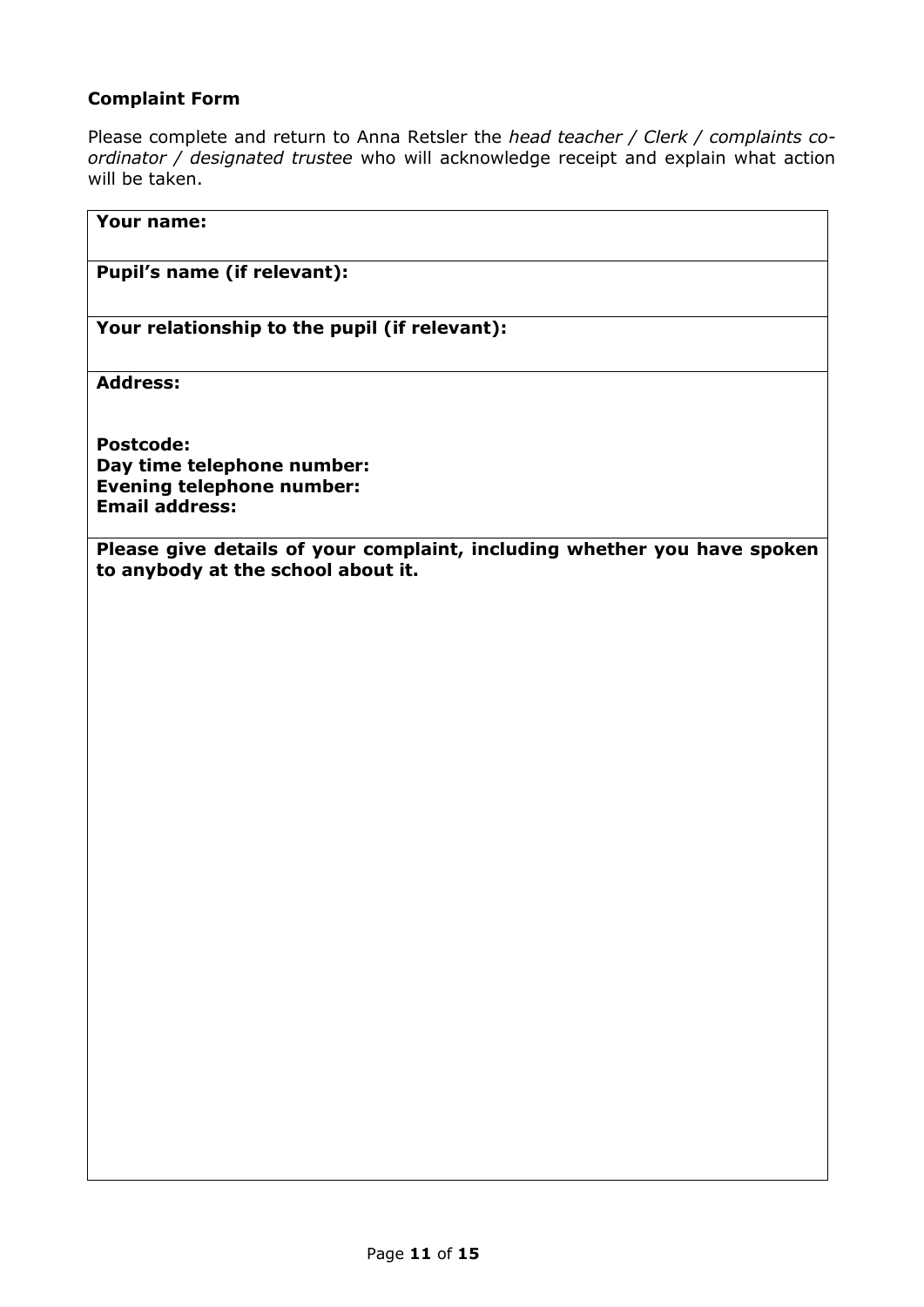**Complaint Form**

Please complete and return to Anna Retsler the *head teacher / Clerk / complaints co-ordinator / designated trustee* who will acknowledge receipt and explain what action will be taken.

| **Your name:** |
|---|
| **Pupil's name (if relevant):** |
| **Your relationship to the pupil (if relevant):** |
| **Address:**<br><br>**Postcode:**<br>**Day time telephone number:**<br>**Evening telephone number:**<br>**Email address:** |
| **Please give details of your complaint, including whether you have spoken to anybody at the school about it.** |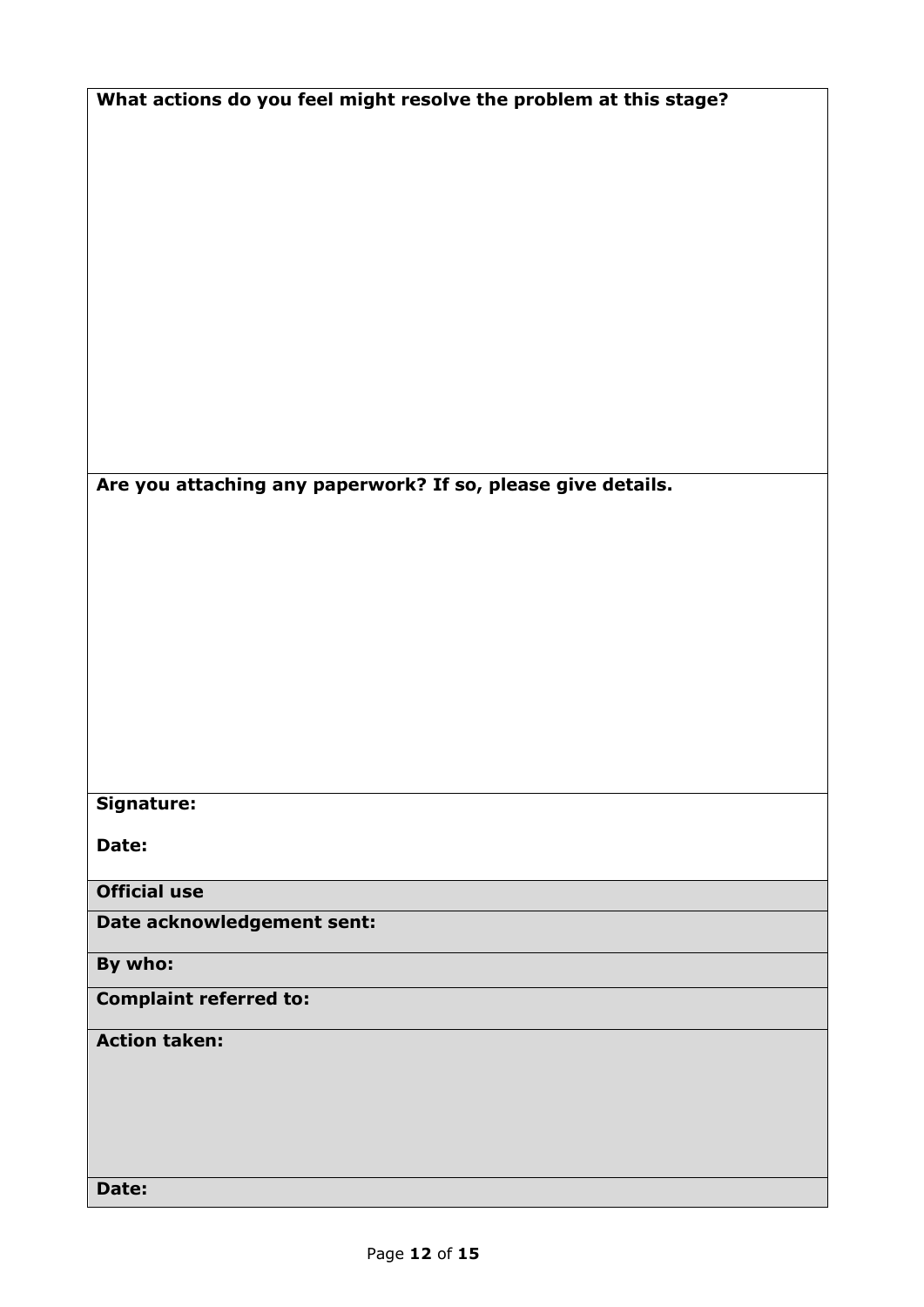| **What actions do you feel might resolve the problem at this stage?** |
|---|
| **Are you attaching any paperwork? If so, please give details.** |
| **Signature:**<br><br>**Date:** |
| **Official use** |
| **Date acknowledgement sent:** |
| **By who:** |
| **Complaint referred to:** |
| **Action taken:** |
| **Date:** |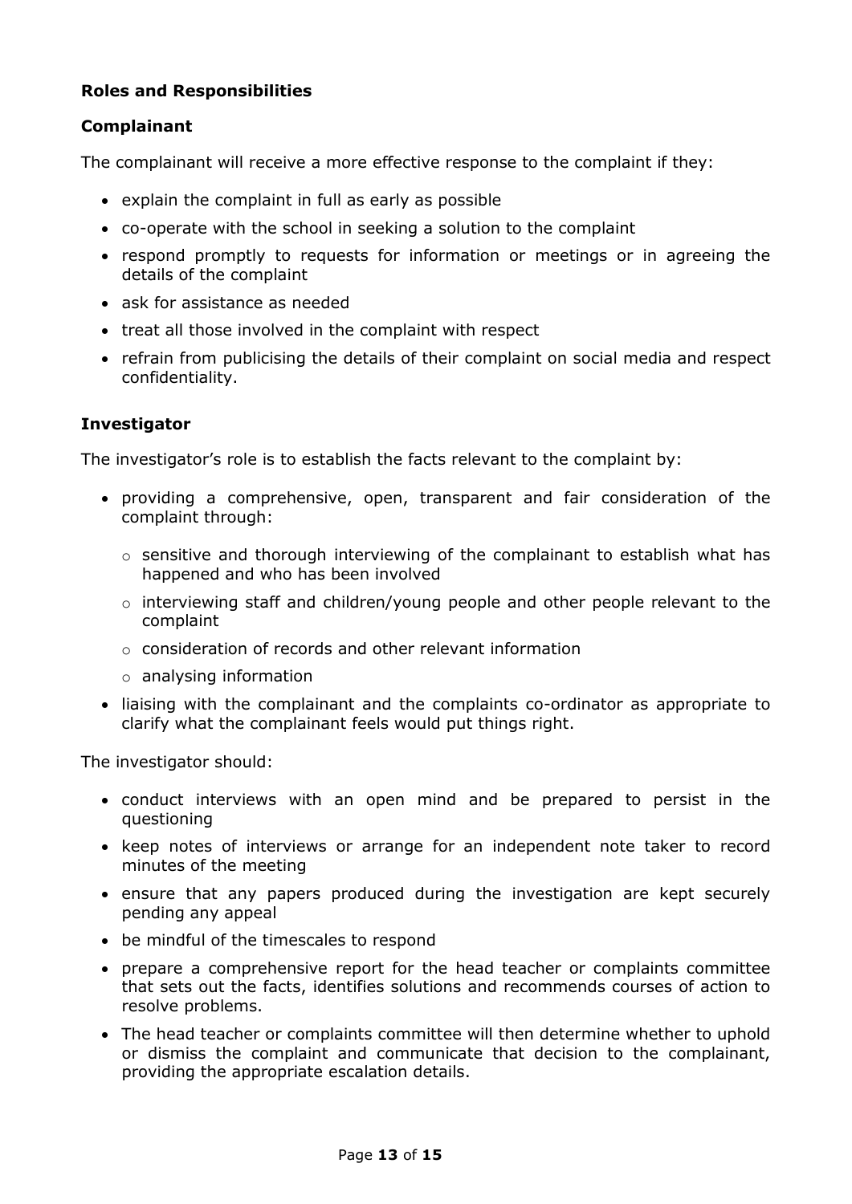**Roles and Responsibilities**

**Complainant**

The complainant will receive a more effective response to the complaint if they:

- explain the complaint in full as early as possible
- co-operate with the school in seeking a solution to the complaint
- respond promptly to requests for information or meetings or in agreeing the details of the complaint
- ask for assistance as needed
- treat all those involved in the complaint with respect
- refrain from publicising the details of their complaint on social media and respect confidentiality.

**Investigator**

The investigator's role is to establish the facts relevant to the complaint by:

- providing a comprehensive, open, transparent and fair consideration of the complaint through:
  - sensitive and thorough interviewing of the complainant to establish what has happened and who has been involved
  - interviewing staff and children/young people and other people relevant to the complaint
  - consideration of records and other relevant information
  - analysing information
- liaising with the complainant and the complaints co-ordinator as appropriate to clarify what the complainant feels would put things right.

The investigator should:

- conduct interviews with an open mind and be prepared to persist in the questioning
- keep notes of interviews or arrange for an independent note taker to record minutes of the meeting
- ensure that any papers produced during the investigation are kept securely pending any appeal
- be mindful of the timescales to respond
- prepare a comprehensive report for the head teacher or complaints committee that sets out the facts, identifies solutions and recommends courses of action to resolve problems.
- The head teacher or complaints committee will then determine whether to uphold or dismiss the complaint and communicate that decision to the complainant, providing the appropriate escalation details.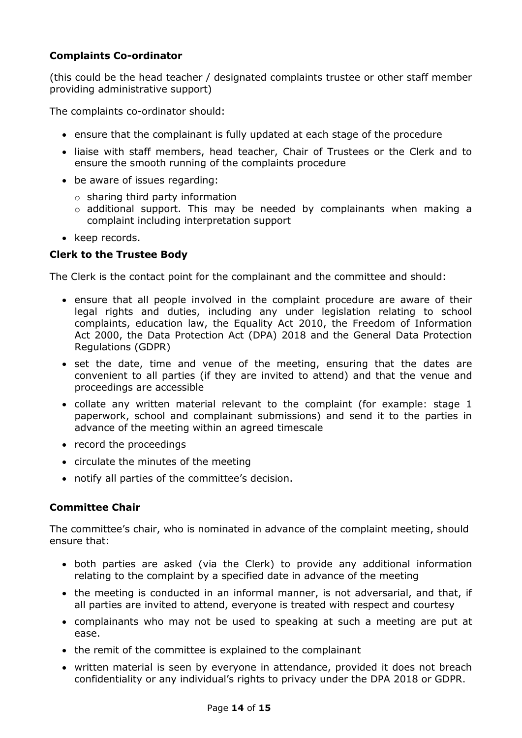**Complaints Co-ordinator**

(this could be the head teacher / designated complaints trustee or other staff member providing administrative support)

The complaints co-ordinator should:

- ensure that the complainant is fully updated at each stage of the procedure
- liaise with staff members, head teacher, Chair of Trustees or the Clerk and to ensure the smooth running of the complaints procedure
- be aware of issues regarding:
  - sharing third party information
  - additional support. This may be needed by complainants when making a complaint including interpretation support
- keep records.

**Clerk to the Trustee Body**

The Clerk is the contact point for the complainant and the committee and should:

- ensure that all people involved in the complaint procedure are aware of their legal rights and duties, including any under legislation relating to school complaints, education law, the Equality Act 2010, the Freedom of Information Act 2000, the Data Protection Act (DPA) 2018 and the General Data Protection Regulations (GDPR)
- set the date, time and venue of the meeting, ensuring that the dates are convenient to all parties (if they are invited to attend) and that the venue and proceedings are accessible
- collate any written material relevant to the complaint (for example: stage 1 paperwork, school and complainant submissions) and send it to the parties in advance of the meeting within an agreed timescale
- record the proceedings
- circulate the minutes of the meeting
- notify all parties of the committee's decision.

**Committee Chair**

The committee's chair, who is nominated in advance of the complaint meeting, should ensure that:

- both parties are asked (via the Clerk) to provide any additional information relating to the complaint by a specified date in advance of the meeting
- the meeting is conducted in an informal manner, is not adversarial, and that, if all parties are invited to attend, everyone is treated with respect and courtesy
- complainants who may not be used to speaking at such a meeting are put at ease.
- the remit of the committee is explained to the complainant
- written material is seen by everyone in attendance, provided it does not breach confidentiality or any individual's rights to privacy under the DPA 2018 or GDPR.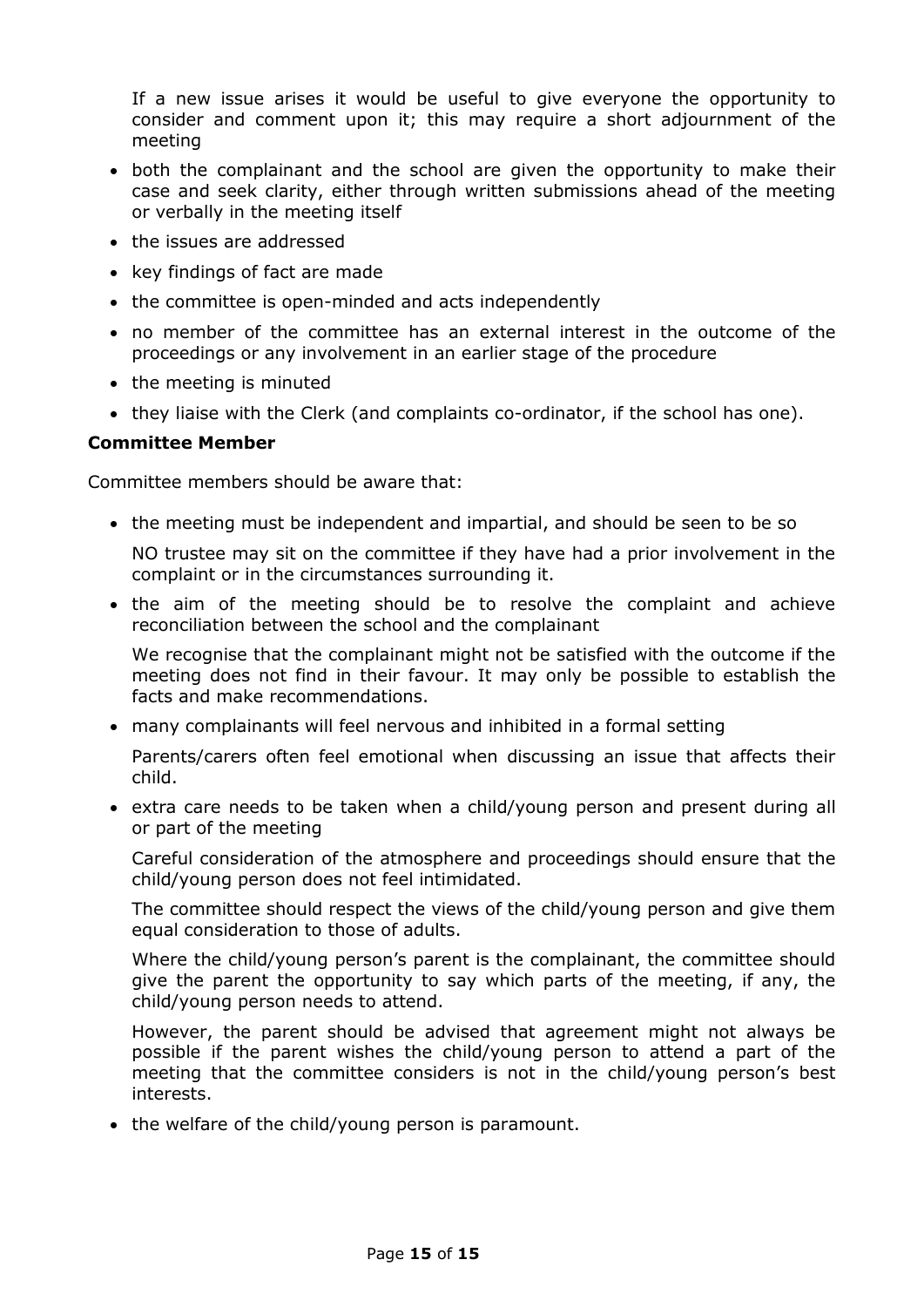If a new issue arises it would be useful to give everyone the opportunity to consider and comment upon it; this may require a short adjournment of the meeting

- both the complainant and the school are given the opportunity to make their case and seek clarity, either through written submissions ahead of the meeting or verbally in the meeting itself
- the issues are addressed
- key findings of fact are made
- the committee is open-minded and acts independently
- no member of the committee has an external interest in the outcome of the proceedings or any involvement in an earlier stage of the procedure
- the meeting is minuted
- they liaise with the Clerk (and complaints co-ordinator, if the school has one).

**Committee Member**

Committee members should be aware that:

- the meeting must be independent and impartial, and should be seen to be so

  NO trustee may sit on the committee if they have had a prior involvement in the complaint or in the circumstances surrounding it.

- the aim of the meeting should be to resolve the complaint and achieve reconciliation between the school and the complainant

  We recognise that the complainant might not be satisfied with the outcome if the meeting does not find in their favour. It may only be possible to establish the facts and make recommendations.

- many complainants will feel nervous and inhibited in a formal setting

  Parents/carers often feel emotional when discussing an issue that affects their child.

- extra care needs to be taken when a child/young person and present during all or part of the meeting

  Careful consideration of the atmosphere and proceedings should ensure that the child/young person does not feel intimidated.

  The committee should respect the views of the child/young person and give them equal consideration to those of adults.

  Where the child/young person's parent is the complainant, the committee should give the parent the opportunity to say which parts of the meeting, if any, the child/young person needs to attend.

  However, the parent should be advised that agreement might not always be possible if the parent wishes the child/young person to attend a part of the meeting that the committee considers is not in the child/young person's best interests.

- the welfare of the child/young person is paramount.